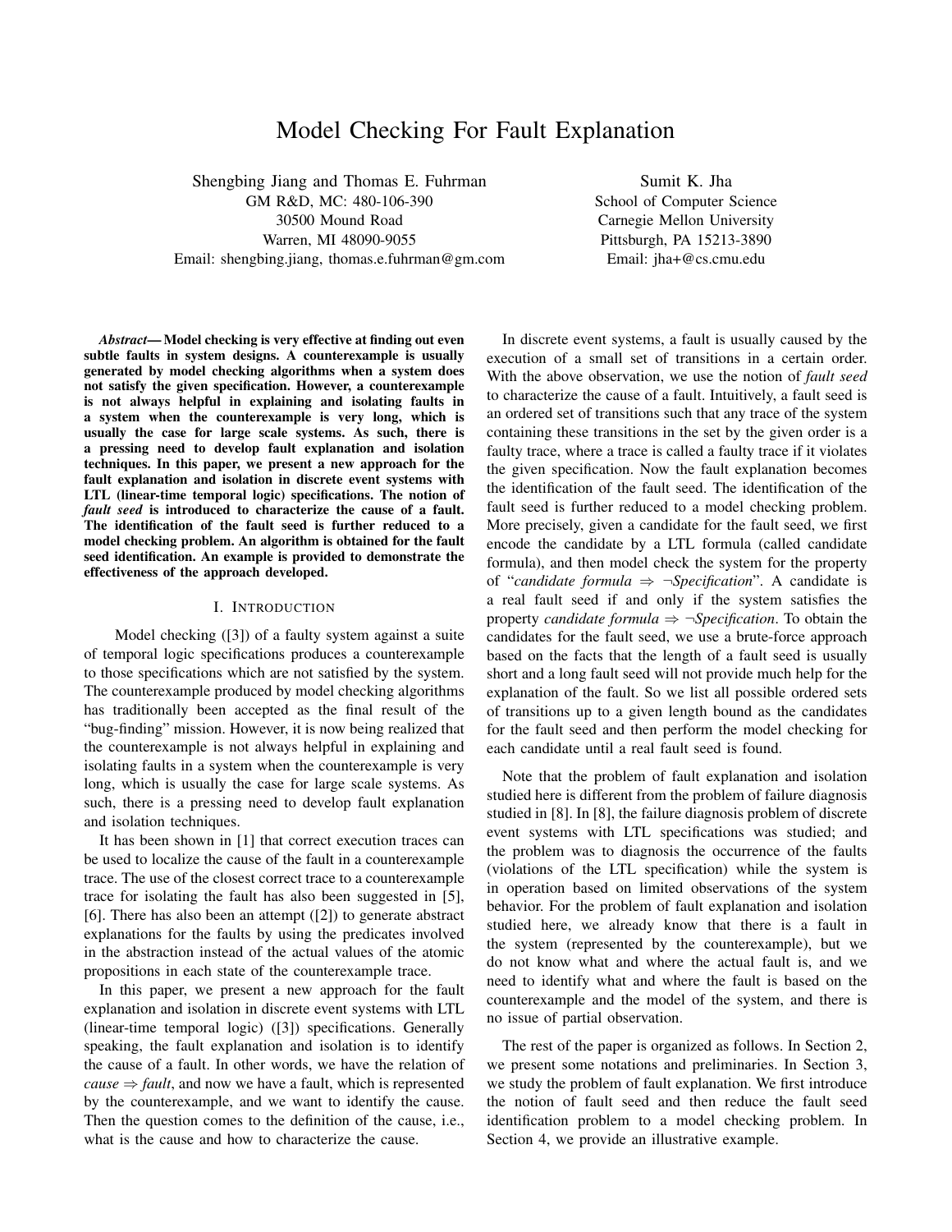# Model Checking For Fault Explanation

Shengbing Jiang and Thomas E. Fuhrman
GM R&D, MC: 480-106-390
30500 Mound Road
Warren, MI 48090-9055
Email: shengbing.jiang, thomas.e.fuhrman@gm.com

Sumit K. Jha
School of Computer Science
Carnegie Mellon University
Pittsburgh, PA 15213-3890
Email: jha+@cs.cmu.edu

***Abstract*— Model checking is very effective at finding out even subtle faults in system designs. A counterexample is usually generated by model checking algorithms when a system does not satisfy the given specification. However, a counterexample is not always helpful in explaining and isolating faults in a system when the counterexample is very long, which is usually the case for large scale systems. As such, there is a pressing need to develop fault explanation and isolation techniques. In this paper, we present a new approach for the fault explanation and isolation in discrete event systems with LTL (linear-time temporal logic) specifications. The notion of *fault seed* is introduced to characterize the cause of a fault. The identification of the fault seed is further reduced to a model checking problem. An algorithm is obtained for the fault seed identification. An example is provided to demonstrate the effectiveness of the approach developed.**

## I. Introduction

Model checking ([3]) of a faulty system against a suite of temporal logic specifications produces a counterexample to those specifications which are not satisfied by the system. The counterexample produced by model checking algorithms has traditionally been accepted as the final result of the "bug-finding" mission. However, it is now being realized that the counterexample is not always helpful in explaining and isolating faults in a system when the counterexample is very long, which is usually the case for large scale systems. As such, there is a pressing need to develop fault explanation and isolation techniques.

It has been shown in [1] that correct execution traces can be used to localize the cause of the fault in a counterexample trace. The use of the closest correct trace to a counterexample trace for isolating the fault has also been suggested in [5], [6]. There has also been an attempt ([2]) to generate abstract explanations for the faults by using the predicates involved in the abstraction instead of the actual values of the atomic propositions in each state of the counterexample trace.

In this paper, we present a new approach for the fault explanation and isolation in discrete event systems with LTL (linear-time temporal logic) ([3]) specifications. Generally speaking, the fault explanation and isolation is to identify the cause of a fault. In other words, we have the relation of *cause* $\Rightarrow$ *fault*, and now we have a fault, which is represented by the counterexample, and we want to identify the cause. Then the question comes to the definition of the cause, i.e., what is the cause and how to characterize the cause.

In discrete event systems, a fault is usually caused by the execution of a small set of transitions in a certain order. With the above observation, we use the notion of *fault seed* to characterize the cause of a fault. Intuitively, a fault seed is an ordered set of transitions such that any trace of the system containing these transitions in the set by the given order is a faulty trace, where a trace is called a faulty trace if it violates the given specification. Now the fault explanation becomes the identification of the fault seed. The identification of the fault seed is further reduced to a model checking problem. More precisely, given a candidate for the fault seed, we first encode the candidate by a LTL formula (called candidate formula), and then model check the system for the property of "*candidate formula* $\Rightarrow$ $\neg$*Specification*". A candidate is a real fault seed if and only if the system satisfies the property *candidate formula* $\Rightarrow$ $\neg$*Specification*. To obtain the candidates for the fault seed, we use a brute-force approach based on the facts that the length of a fault seed is usually short and a long fault seed will not provide much help for the explanation of the fault. So we list all possible ordered sets of transitions up to a given length bound as the candidates for the fault seed and then perform the model checking for each candidate until a real fault seed is found.

Note that the problem of fault explanation and isolation studied here is different from the problem of failure diagnosis studied in [8]. In [8], the failure diagnosis problem of discrete event systems with LTL specifications was studied; and the problem was to diagnosis the occurrence of the faults (violations of the LTL specification) while the system is in operation based on limited observations of the system behavior. For the problem of fault explanation and isolation studied here, we already know that there is a fault in the system (represented by the counterexample), but we do not know what and where the actual fault is, and we need to identify what and where the fault is based on the counterexample and the model of the system, and there is no issue of partial observation.

The rest of the paper is organized as follows. In Section 2, we present some notations and preliminaries. In Section 3, we study the problem of fault explanation. We first introduce the notion of fault seed and then reduce the fault seed identification problem to a model checking problem. In Section 4, we provide an illustrative example.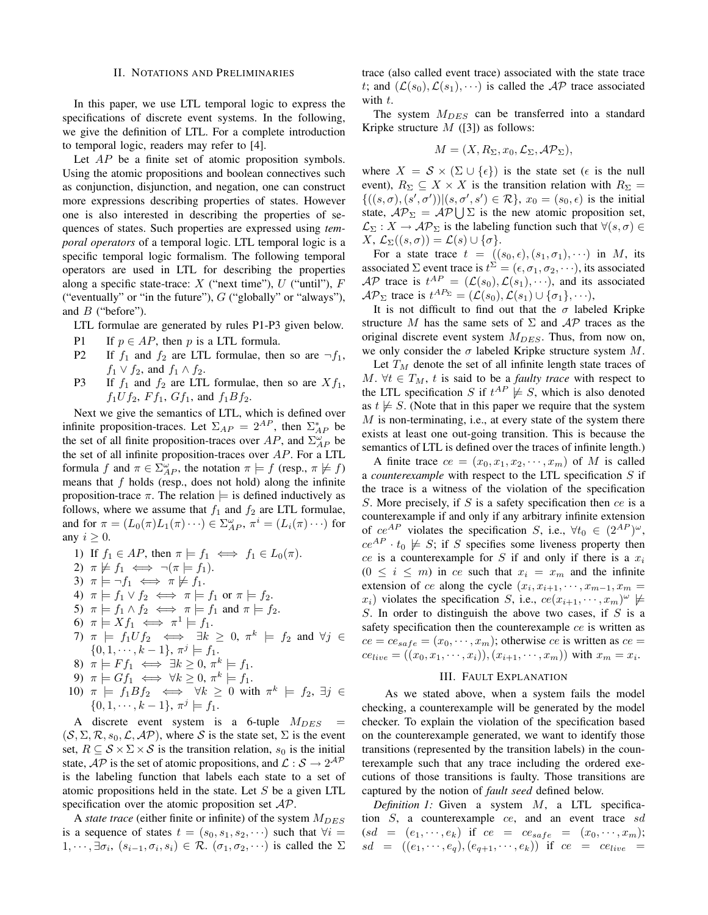## II. Notations and Preliminaries

In this paper, we use LTL temporal logic to express the specifications of discrete event systems. In the following, we give the definition of LTL. For a complete introduction to temporal logic, readers may refer to [4].

Let $AP$ be a finite set of atomic proposition symbols. Using the atomic propositions and boolean connectives such as conjunction, disjunction, and negation, one can construct more expressions describing properties of states. However one is also interested in describing the properties of sequences of states. Such properties are expressed using *temporal operators* of a temporal logic. LTL temporal logic is a specific temporal logic formalism. The following temporal operators are used in LTL for describing the properties along a specific state-trace: $X$ ("next time"), $U$ ("until"), $F$ ("eventually" or "in the future"), $G$ ("globally" or "always"), and $B$ ("before").

LTL formulae are generated by rules P1-P3 given below.

- P1 If $p \in AP$, then $p$ is a LTL formula.
- P2 If $f_1$ and $f_2$ are LTL formulae, then so are $\neg f_1$, $f_1 \vee f_2$, and $f_1 \wedge f_2$.
- P3 If $f_1$ and $f_2$ are LTL formulae, then so are $Xf_1$, $f_1 U f_2$, $Ff_1$, $Gf_1$, and $f_1 B f_2$.

Next we give the semantics of LTL, which is defined over infinite proposition-traces. Let $\Sigma_{AP} = 2^{AP}$, then $\Sigma_{AP}^*$ be the set of all finite proposition-traces over $AP$, and $\Sigma_{AP}^\omega$ be the set of all infinite proposition-traces over $AP$. For a LTL formula $f$ and $\pi \in \Sigma_{AP}^\omega$, the notation $\pi \models f$ (resp., $\pi \not\models f$) means that $f$ holds (resp., does not hold) along the infinite proposition-trace $\pi$. The relation $\models$ is defined inductively as follows, where we assume that $f_1$ and $f_2$ are LTL formulae, and for $\pi = (L_0(\pi)L_1(\pi)\cdots) \in \Sigma_{AP}^\omega$, $\pi^i = (L_i(\pi)\cdots)$ for any $i \geq 0$.

1) If $f_1 \in AP$, then $\pi \models f_1 \iff f_1 \in L_0(\pi)$.
2) $\pi \not\models f_1 \iff \neg(\pi \models f_1)$.
3) $\pi \models \neg f_1 \iff \pi \not\models f_1$.
4) $\pi \models f_1 \vee f_2 \iff \pi \models f_1$ or $\pi \models f_2$.
5) $\pi \models f_1 \wedge f_2 \iff \pi \models f_1$ and $\pi \models f_2$.
6) $\pi \models Xf_1 \iff \pi^1 \models f_1$.
7) $\pi \models f_1 U f_2 \iff \exists k \geq 0$, $\pi^k \models f_2$ and $\forall j \in \{0, 1, \cdots, k-1\}$, $\pi^j \models f_1$.
8) $\pi \models Ff_1 \iff \exists k \geq 0, \pi^k \models f_1$.
9) $\pi \models Gf_1 \iff \forall k \geq 0, \pi^k \models f_1$.
10) $\pi \models f_1 B f_2 \iff \forall k \geq 0$ with $\pi^k \models f_2$, $\exists j \in \{0, 1, \cdots, k-1\}$, $\pi^j \models f_1$.

A discrete event system is a 6-tuple $M_{DES} = (\mathcal{S}, \Sigma, \mathcal{R}, s_0, \mathcal{L}, \mathcal{AP})$, where $\mathcal{S}$ is the state set, $\Sigma$ is the event set, $R \subseteq \mathcal{S} \times \Sigma \times \mathcal{S}$ is the transition relation, $s_0$ is the initial state, $\mathcal{AP}$ is the set of atomic propositions, and $\mathcal{L} : \mathcal{S} \rightarrow 2^{\mathcal{AP}}$ is the labeling function that labels each state to a set of atomic propositions held in the state. Let $S$ be a given LTL specification over the atomic proposition set $\mathcal{AP}$.

A *state trace* (either finite or infinite) of the system $M_{DES}$ is a sequence of states $t = (s_0, s_1, s_2, \cdots)$ such that $\forall i = 1, \cdots, \exists \sigma_i, (s_{i-1}, \sigma_i, s_i) \in \mathcal{R}$. $(\sigma_1, \sigma_2, \cdots)$ is called the $\Sigma$ trace (also called event trace) associated with the state trace $t$; and $(\mathcal{L}(s_0), \mathcal{L}(s_1), \cdots)$ is called the $\mathcal{AP}$ trace associated with $t$.

The system $M_{DES}$ can be transferred into a standard Kripke structure $M$ ([3]) as follows:

$$M = (X, R_\Sigma, x_0, \mathcal{L}_\Sigma, \mathcal{AP}_\Sigma),$$

where $X = \mathcal{S} \times (\Sigma \cup \{\epsilon\})$ is the state set ($\epsilon$ is the null event), $R_\Sigma \subseteq X \times X$ is the transition relation with $R_\Sigma = \{((s, \sigma), (s', \sigma')) | (s, \sigma', s') \in \mathcal{R}\}$, $x_0 = (s_0, \epsilon)$ is the initial state, $\mathcal{AP}_\Sigma = \mathcal{AP} \bigcup \Sigma$ is the new atomic proposition set, $\mathcal{L}_\Sigma : X \rightarrow \mathcal{AP}_\Sigma$ is the labeling function such that $\forall (s, \sigma) \in X$, $\mathcal{L}_\Sigma((s, \sigma)) = \mathcal{L}(s) \cup \{\sigma\}$.

For a state trace $t = ((s_0, \epsilon), (s_1, \sigma_1), \cdots)$ in $M$, its associated $\Sigma$ event trace is $t^\Sigma = (\epsilon, \sigma_1, \sigma_2, \cdots)$, its associated $\mathcal{AP}$ trace is $t^{AP} = (\mathcal{L}(s_0), \mathcal{L}(s_1), \cdots)$, and its associated $\mathcal{AP}_\Sigma$ trace is $t^{AP_\Sigma} = (\mathcal{L}(s_0), \mathcal{L}(s_1) \cup \{\sigma_1\}, \cdots)$,

It is not difficult to find out that the $\sigma$ labeled Kripke structure $M$ has the same sets of $\Sigma$ and $\mathcal{AP}$ traces as the original discrete event system $M_{DES}$. Thus, from now on, we only consider the $\sigma$ labeled Kripke structure system $M$.

Let $T_M$ denote the set of all infinite length state traces of $M$. $\forall t \in T_M$, $t$ is said to be a *faulty trace* with respect to the LTL specification $S$ if $t^{AP} \not\models S$, which is also denoted as $t \not\models S$. (Note that in this paper we require that the system $M$ is non-terminating, i.e., at every state of the system there exists at least one out-going transition. This is because the semantics of LTL is defined over the traces of infinite length.)

A finite trace $ce = (x_0, x_1, x_2, \cdots, x_m)$ of $M$ is called a *counterexample* with respect to the LTL specification $S$ if the trace is a witness of the violation of the specification $S$. More precisely, if $S$ is a safety specification then $ce$ is a counterexample if and only if any arbitrary infinite extension of $ce^{AP}$ violates the specification $S$, i.e., $\forall t_0 \in (2^{AP})^\omega$, $ce^{AP} \cdot t_0 \not\models S$; if $S$ specifies some liveness property then $ce$ is a counterexample for $S$ if and only if there is a $x_i$ ($0 \leq i \leq m$) in $ce$ such that $x_i = x_m$ and the infinite extension of $ce$ along the cycle $(x_i, x_{i+1}, \cdots, x_{m-1}, x_m = x_i)$ violates the specification $S$, i.e., $ce(x_{i+1}, \cdots, x_m)^\omega \not\models S$. In order to distinguish the above two cases, if $S$ is a safety specification then the counterexample $ce$ is written as $ce = ce_{safe} = (x_0, \cdots, x_m)$; otherwise $ce$ is written as $ce = ce_{live} = ((x_0, x_1, \cdots, x_i)), (x_{i+1}, \cdots, x_m))$ with $x_m = x_i$.

## III. Fault Explanation

As we stated above, when a system fails the model checking, a counterexample will be generated by the model checker. To explain the violation of the specification based on the counterexample generated, we want to identify those transitions (represented by the transition labels) in the counterexample such that any trace including the ordered executions of those transitions is faulty. Those transitions are captured by the notion of *fault seed* defined below.

*Definition 1:* Given a system $M$, a LTL specification $S$, a counterexample $ce$, and an event trace $sd$ ($sd = (e_1, \cdots, e_k)$ if $ce = ce_{safe} = (x_0, \cdots, x_m)$; $sd = ((e_1, \cdots, e_q), (e_{q+1}, \cdots, e_k))$ if $ce = ce_{live} =$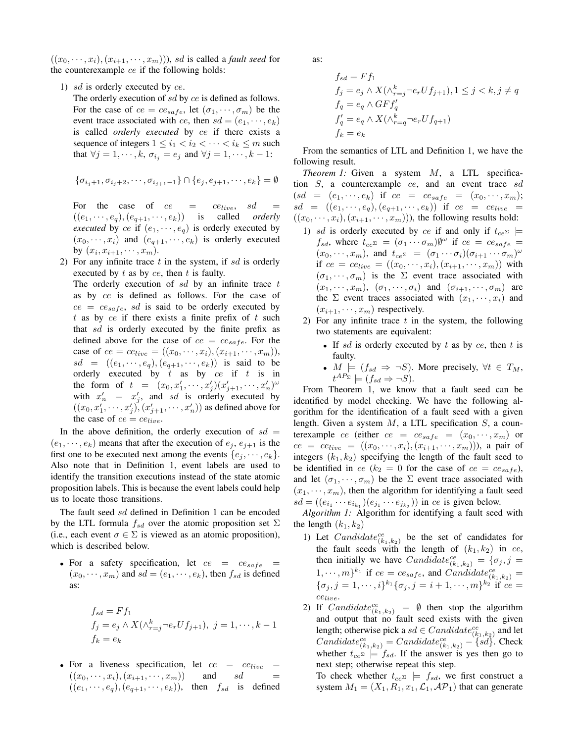$((x_0, \cdots, x_i), (x_{i+1}, \cdots, x_m)))$, $sd$ is called a *fault seed* for the counterexample $ce$ if the following holds:

1) $sd$ is orderly executed by $ce$.
   The orderly execution of $sd$ by $ce$ is defined as follows. For the case of $ce = ce_{safe}$, let $(\sigma_1, \cdots, \sigma_m)$ be the event trace associated with $ce$, then $sd = (e_1, \cdots, e_k)$ is called *orderly executed* by $ce$ if there exists a sequence of integers $1 \leq i_1 < i_2 < \cdots < i_k \leq m$ such that $\forall j = 1, \cdots, k$, $\sigma_{i_j} = e_j$ and $\forall j = 1, \cdots, k-1$:

   $$\{\sigma_{i_j+1}, \sigma_{i_j+2}, \cdots, \sigma_{i_{j+1}-1}\} \cap \{e_j, e_{j+1}, \cdots, e_k\} = \emptyset$$

   For the case of $ce = ce_{live}$, $sd = ((e_1, \cdots, e_q), (e_{q+1}, \cdots, e_k))$ is called *orderly executed* by $ce$ if $(e_1, \cdots, e_q)$ is orderly executed by $(x_0, \cdots, x_i)$ and $(e_{q+1}, \cdots, e_k)$ is orderly executed by $(x_i, x_{i+1}, \cdots, x_m)$.
2) For any infinite trace $t$ in the system, if $sd$ is orderly executed by $t$ as by $ce$, then $t$ is faulty.
   The orderly execution of $sd$ by an infinite trace $t$ as by $ce$ is defined as follows. For the case of $ce = ce_{safe}$, $sd$ is said to be orderly executed by $t$ as by $ce$ if there exists a finite prefix of $t$ such that $sd$ is orderly executed by the finite prefix as defined above for the case of $ce = ce_{safe}$. For the case of $ce = ce_{live} = ((x_0, \cdots, x_i), (x_{i+1}, \cdots, x_m))$, $sd = ((e_1, \cdots, e_q), (e_{q+1}, \cdots, e_k))$ is said to be orderly executed by $t$ as by $ce$ if $t$ is in the form of $t = (x_0, x'_1, \cdots, x'_j)(x'_{j+1}, \cdots, x'_n)^\omega$ with $x'_n = x'_j$, and $sd$ is orderly executed by $((x_0, x'_1, \cdots, x'_j), (x'_{j+1}, \cdots, x'_n))$ as defined above for the case of $ce = ce_{live}$.

In the above definition, the orderly execution of $sd = (e_1, \cdots, e_k)$ means that after the execution of $e_j$, $e_{j+1}$ is the first one to be executed next among the events $\{e_j, \cdots, e_k\}$. Also note that in Definition 1, event labels are used to identify the transition executions instead of the state atomic proposition labels. This is because the event labels could help us to locate those transitions.

The fault seed $sd$ defined in Definition 1 can be encoded by the LTL formula $f_{sd}$ over the atomic proposition set $\Sigma$ (i.e., each event $\sigma \in \Sigma$ is viewed as an atomic proposition), which is described below.

- For a safety specification, let $ce = ce_{safe} = (x_0, \cdots, x_m)$ and $sd = (e_1, \cdots, e_k)$, then $f_{sd}$ is defined as:

$$\begin{aligned}
&f_{sd} = Ff_1 \\
&f_j = e_j \wedge X(\wedge_{r=j}^{k} \neg e_r U f_{j+1}),\ j = 1, \cdots, k-1 \\
&f_k = e_k
\end{aligned}$$

- For a liveness specification, let $ce = ce_{live} = ((x_0, \cdots, x_i), (x_{i+1}, \cdots, x_m))$ and $sd = ((e_1, \cdots, e_q), (e_{q+1}, \cdots, e_k))$, then $f_{sd}$ is defined as:

$$\begin{aligned}
&f_{sd} = Ff_1 \\
&f_j = e_j \wedge X(\wedge_{r=j}^{k} \neg e_r U f_{j+1}), 1 \leq j < k, j \neq q \\
&f_q = e_q \wedge GFf'_q \\
&f'_q = e_q \wedge X(\wedge_{r=q}^{k} \neg e_r U f_{q+1}) \\
&f_k = e_k
\end{aligned}$$

From the semantics of LTL and Definition 1, we have the following result.

*Theorem 1:* Given a system $M$, a LTL specification $S$, a counterexample $ce$, and an event trace $sd$ ($sd = (e_1, \cdots, e_k)$ if $ce = ce_{safe} = (x_0, \cdots, x_m)$; $sd = ((e_1, \cdots, e_q), (e_{q+1}, \cdots, e_k))$ if $ce = ce_{live} = ((x_0, \cdots, x_i), (x_{i+1}, \cdots, x_m))$), the following results hold:

1) $sd$ is orderly executed by $ce$ if and only if $t_{ce^\Sigma} \models f_{sd}$, where $t_{ce^\Sigma} = (\sigma_1 \cdots \sigma_m)\emptyset^\omega$ if $ce = ce_{safe} = (x_0, \cdots, x_m)$, and $t_{ce^\Sigma} = (\sigma_1 \cdots \sigma_i)(\sigma_{i+1} \cdots \sigma_m)^\omega$ if $ce = ce_{live} = ((x_0, \cdots, x_i), (x_{i+1}, \cdots, x_m))$ with $(\sigma_1, \cdots, \sigma_m)$ is the $\Sigma$ event trace associated with $(x_1, \cdots, x_m)$, $(\sigma_1, \cdots, \sigma_i)$ and $(\sigma_{i+1}, \cdots, \sigma_m)$ are the $\Sigma$ event traces associated with $(x_1, \cdots, x_i)$ and $(x_{i+1}, \cdots, x_m)$ respectively.
2) For any infinite trace $t$ in the system, the following two statements are equivalent:
   - If $sd$ is orderly executed by $t$ as by $ce$, then $t$ is faulty.
   - $M \models (f_{sd} \Rightarrow \neg S)$. More precisely, $\forall t \in T_M$, $t^{AP_\Sigma} \models (f_{sd} \Rightarrow \neg S)$.

From Theorem 1, we know that a fault seed can be identified by model checking. We have the following algorithm for the identification of a fault seed with a given length. Given a system $M$, a LTL specification $S$, a counterexample $ce$ (either $ce = ce_{safe} = (x_0, \cdots, x_m)$ or $ce = ce_{live} = ((x_0, \cdots, x_i), (x_{i+1}, \cdots, x_m))$), a pair of integers $(k_1, k_2)$ specifying the length of the fault seed to be identified in $ce$ ($k_2 = 0$ for the case of $ce = ce_{safe}$), and let $(\sigma_1, \cdots, \sigma_m)$ be the $\Sigma$ event trace associated with $(x_1, \cdots, x_m)$, then the algorithm for identifying a fault seed $sd = ((e_{i_1} \cdots e_{i_{k_1}})(e_{j_1} \cdots e_{j_{k_2}}))$ in $ce$ is given below.

*Algorithm 1:* Algorithm for identifying a fault seed with the length $(k_1, k_2)$

1) Let $Candidate^{ce}_{(k_1,k_2)}$ be the set of candidates for the fault seeds with the length of $(k_1, k_2)$ in $ce$, then initially we have $Candidate^{ce}_{(k_1,k_2)} = \{\sigma_j, j = 1, \cdots, m\}^{k_1}$ if $ce = ce_{safe}$, and $Candidate^{ce}_{(k_1,k_2)} = \{\sigma_j, j = 1, \cdots, i\}^{k_1}\{\sigma_j, j = i+1, \cdots, m\}^{k_2}$ if $ce = ce_{live}$.
2) If $Candidate^{ce}_{(k_1,k_2)} = \emptyset$ then stop the algorithm and output that no fault seed exists with the given length; otherwise pick a $sd \in Candidate^{ce}_{(k_1,k_2)}$ and let $Candidate^{ce}_{(k_1,k_2)} = Candidate^{ce}_{(k_1,k_2)} - \{sd\}$. Check whether $t_{ce^\Sigma} \models f_{sd}$. If the answer is yes then go to next step; otherwise repeat this step.
   To check whether $t_{ce^\Sigma} \models f_{sd}$, we first construct a system $M_1 = (X_1, R_1, x_1, \mathcal{L}_1, \mathcal{AP}_1)$ that can generate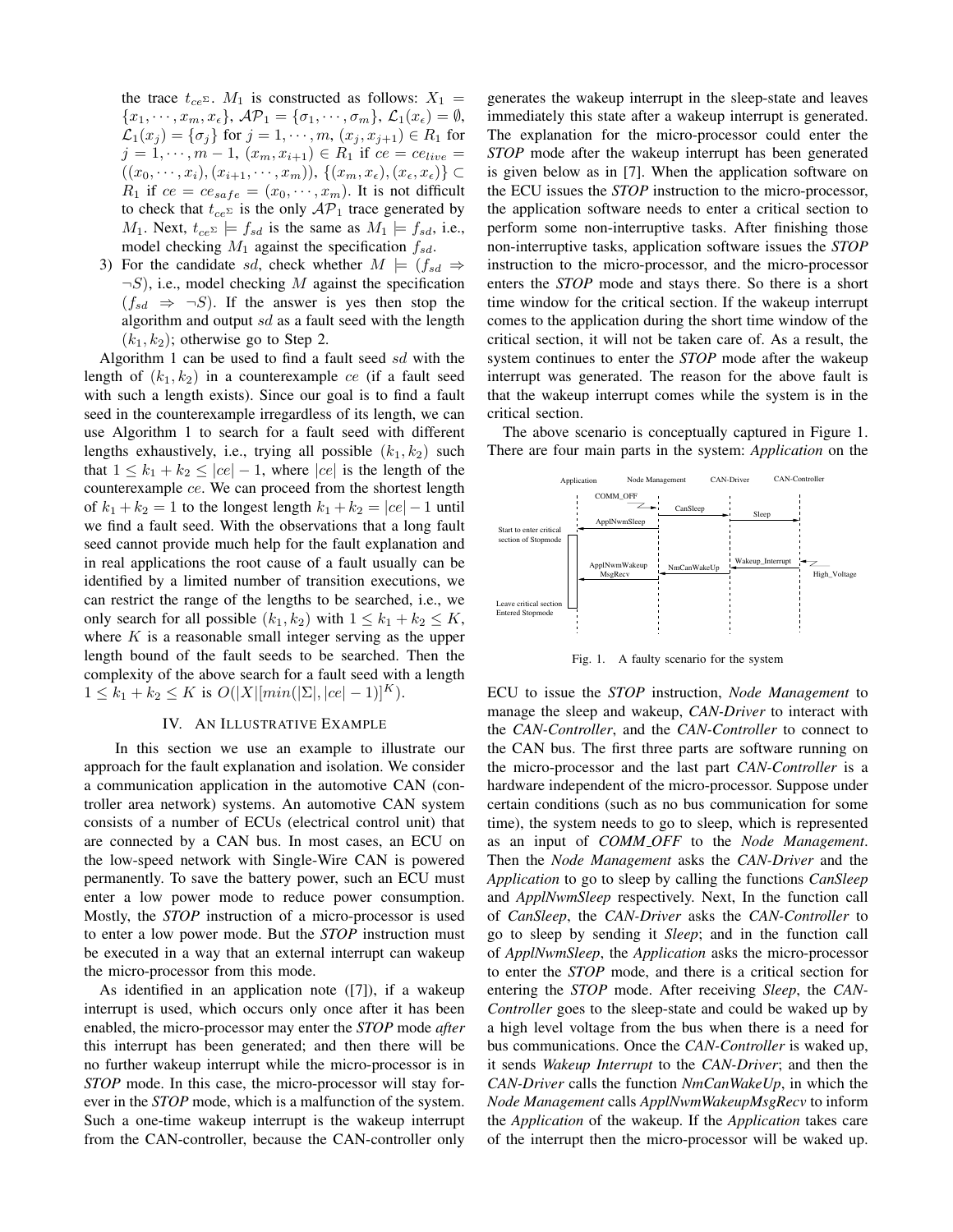the trace $t_{ce^\Sigma}$. $M_1$ is constructed as follows: $X_1 = \{x_1, \cdots, x_m, x_\epsilon\}$, $\mathcal{AP}_1 = \{\sigma_1, \cdots, \sigma_m\}$, $\mathcal{L}_1(x_\epsilon) = \emptyset$, $\mathcal{L}_1(x_j) = \{\sigma_j\}$ for $j = 1, \cdots, m$, $(x_j, x_{j+1}) \in R_1$ for $j = 1, \cdots, m-1$, $(x_m, x_{i+1}) \in R_1$ if $ce = ce_{live} = ((x_0, \cdots, x_i), (x_{i+1}, \cdots, x_m))$, $\{(x_m, x_\epsilon), (x_\epsilon, x_\epsilon)\} \subset R_1$ if $ce = ce_{safe} = (x_0, \cdots, x_m)$. It is not difficult to check that $t_{ce^\Sigma}$ is the only $\mathcal{AP}_1$ trace generated by $M_1$. Next, $t_{ce^\Sigma} \models f_{sd}$ is the same as $M_1 \models f_{sd}$, i.e., model checking $M_1$ against the specification $f_{sd}$.

3) For the candidate $sd$, check whether $M \models (f_{sd} \Rightarrow \neg S)$, i.e., model checking $M$ against the specification $(f_{sd} \Rightarrow \neg S)$. If the answer is yes then stop the algorithm and output $sd$ as a fault seed with the length $(k_1, k_2)$; otherwise go to Step 2.

Algorithm 1 can be used to find a fault seed $sd$ with the length of $(k_1, k_2)$ in a counterexample $ce$ (if a fault seed with such a length exists). Since our goal is to find a fault seed in the counterexample irregardless of its length, we can use Algorithm 1 to search for a fault seed with different lengths exhaustively, i.e., trying all possible $(k_1, k_2)$ such that $1 \leq k_1 + k_2 \leq |ce| - 1$, where $|ce|$ is the length of the counterexample $ce$. We can proceed from the shortest length of $k_1 + k_2 = 1$ to the longest length $k_1 + k_2 = |ce| - 1$ until we find a fault seed. With the observations that a long fault seed cannot provide much help for the fault explanation and in real applications the root cause of a fault usually can be identified by a limited number of transition executions, we can restrict the range of the lengths to be searched, i.e., we only search for all possible $(k_1, k_2)$ with $1 \leq k_1 + k_2 \leq K$, where $K$ is a reasonable small integer serving as the upper length bound of the fault seeds to be searched. Then the complexity of the above search for a fault seed with a length $1 \leq k_1 + k_2 \leq K$ is $O(|X|[min(|\Sigma|, |ce| - 1)]^K)$.

## IV. An Illustrative Example

In this section we use an example to illustrate our approach for the fault explanation and isolation. We consider a communication application in the automotive CAN (controller area network) systems. An automotive CAN system consists of a number of ECUs (electrical control unit) that are connected by a CAN bus. In most cases, an ECU on the low-speed network with Single-Wire CAN is powered permanently. To save the battery power, such an ECU must enter a low power mode to reduce power consumption. Mostly, the ***STOP*** instruction of a micro-processor is used to enter a low power mode. But the ***STOP*** instruction must be executed in a way that an external interrupt can wakeup the micro-processor from this mode.

As identified in an application note ([7]), if a wakeup interrupt is used, which occurs only once after it has been enabled, the micro-processor may enter the ***STOP*** mode *after* this interrupt has been generated; and then there will be no further wakeup interrupt while the micro-processor is in ***STOP*** mode. In this case, the micro-processor will stay forever in the ***STOP*** mode, which is a malfunction of the system. Such a one-time wakeup interrupt is the wakeup interrupt from the CAN-controller, because the CAN-controller only generates the wakeup interrupt in the sleep-state and leaves immediately this state after a wakeup interrupt is generated. The explanation for the micro-processor could enter the ***STOP*** mode after the wakeup interrupt has been generated is given below as in [7]. When the application software on the ECU issues the ***STOP*** instruction to the micro-processor, the application software needs to enter a critical section to perform some non-interruptive tasks. After finishing those non-interruptive tasks, application software issues the ***STOP*** instruction to the micro-processor, and the micro-processor enters the ***STOP*** mode and stays there. So there is a short time window for the critical section. If the wakeup interrupt comes to the application during the short time window of the critical section, it will not be taken care of. As a result, the system continues to enter the ***STOP*** mode after the wakeup interrupt was generated. The reason for the above fault is that the wakeup interrupt comes while the system is in the critical section.

The above scenario is conceptually captured in Figure 1. There are four main parts in the system: *Application* on the

Fig. 1. A faulty scenario for the system

ECU to issue the ***STOP*** instruction, *Node Management* to manage the sleep and wakeup, *CAN-Driver* to interact with the *CAN-Controller*, and the *CAN-Controller* to connect to the CAN bus. The first three parts are software running on the micro-processor and the last part *CAN-Controller* is a hardware independent of the micro-processor. Suppose under certain conditions (such as no bus communication for some time), the system needs to go to sleep, which is represented as an input of *COMM_OFF* to the *Node Management*. Then the *Node Management* asks the *CAN-Driver* and the *Application* to go to sleep by calling the functions *CanSleep* and *ApplNwmSleep* respectively. Next, In the function call of *CanSleep*, the *CAN-Driver* asks the *CAN-Controller* to go to sleep by sending it *Sleep*; and in the function call of *ApplNwmSleep*, the *Application* asks the micro-processor to enter the ***STOP*** mode, and there is a critical section for entering the ***STOP*** mode. After receiving *Sleep*, the *CAN-Controller* goes to the sleep-state and could be waked up by a high level voltage from the bus when there is a need for bus communications. Once the *CAN-Controller* is waked up, it sends *Wakeup Interrupt* to the *CAN-Driver*; and then the *CAN-Driver* calls the function *NmCanWakeUp*, in which the *Node Management* calls *ApplNwmWakeupMsgRecv* to inform the *Application* of the wakeup. If the *Application* takes care of the interrupt then the micro-processor will be waked up.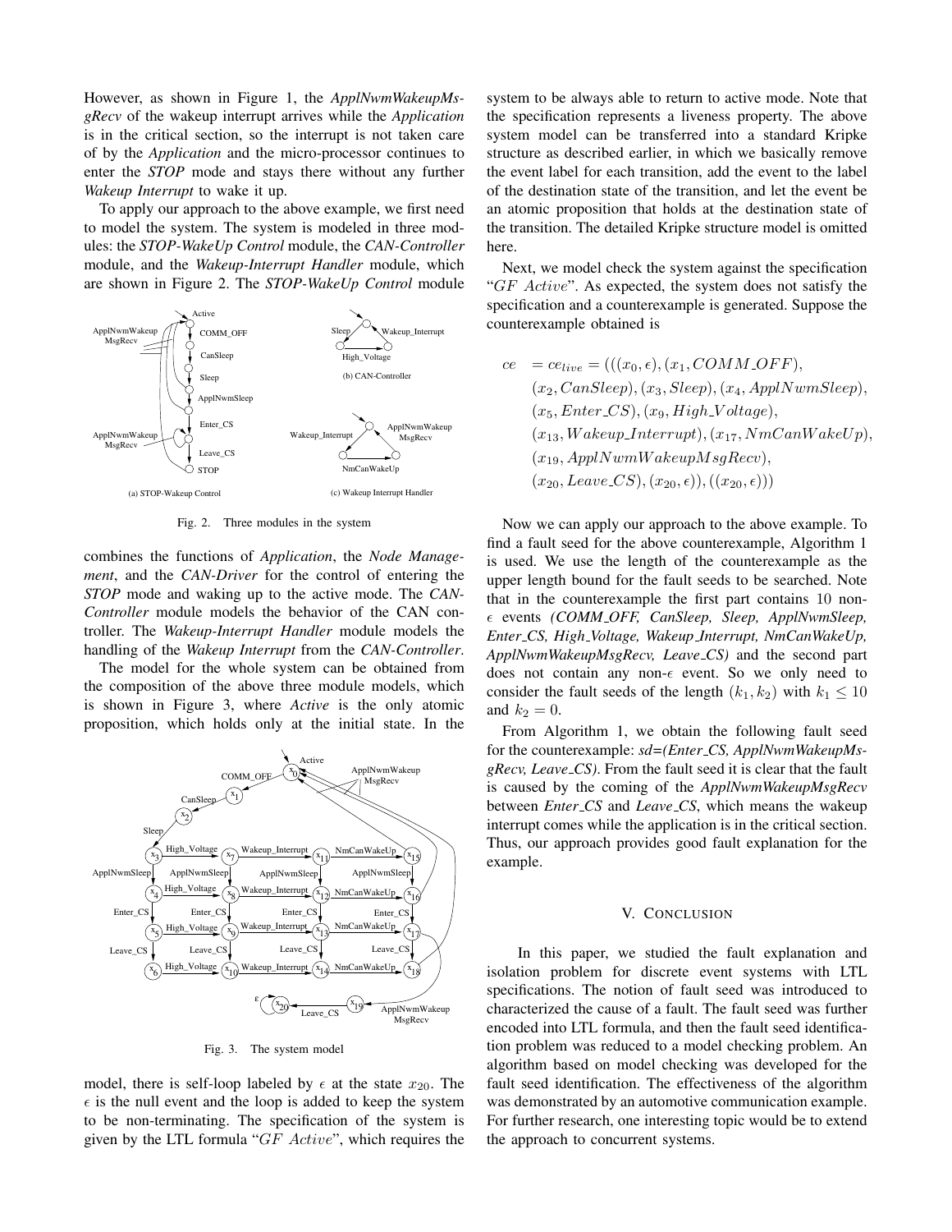However, as shown in Figure 1, the *ApplNwmWakeupMsgRecv* of the wakeup interrupt arrives while the *Application* is in the critical section, so the interrupt is not taken care of by the *Application* and the micro-processor continues to enter the *STOP* mode and stays there without any further *Wakeup Interrupt* to wake it up.

To apply our approach to the above example, we first need to model the system. The system is modeled in three modules: the *STOP-WakeUp Control* module, the *CAN-Controller* module, and the *Wakeup-Interrupt Handler* module, which are shown in Figure 2. The *STOP-WakeUp Control* module combines the functions of *Application*, the *Node Management*, and the *CAN-Driver* for the control of entering the *STOP* mode and waking up to the active mode. The *CAN-Controller* module models the behavior of the CAN controller. The *Wakeup-Interrupt Handler* module models the handling of the *Wakeup Interrupt* from the *CAN-Controller*.

Fig. 2. Three modules in the system

The model for the whole system can be obtained from the composition of the above three module models, which is shown in Figure 3, where *Active* is the only atomic proposition, which holds only at the initial state. In the model, there is self-loop labeled by $\epsilon$ at the state $x_{20}$. The $\epsilon$ is the null event and the loop is added to keep the system to be non-terminating. The specification of the system is given by the LTL formula "$GF\ Active$", which requires the system to be always able to return to active mode. Note that the specification represents a liveness property. The above system model can be transferred into a standard Kripke structure as described earlier, in which we basically remove the event label for each transition, add the event to the label of the destination state of the transition, and let the event be an atomic proposition that holds at the destination state of the transition. The detailed Kripke structure model is omitted here.

Fig. 3. The system model

Next, we model check the system against the specification "$GF\ Active$". As expected, the system does not satisfy the specification and a counterexample is generated. Suppose the counterexample obtained is

$$
\begin{aligned}
ce \;&= ce_{live} = (((x_0, \epsilon), (x_1, COMM\_OFF),\\
&(x_2, CanSleep), (x_3, Sleep), (x_4, ApplNwmSleep),\\
&(x_5, Enter\_CS), (x_9, High\_Voltage),\\
&(x_{13}, Wakeup\_Interrupt), (x_{17}, NmCanWakeUp),\\
&(x_{19}, ApplNwmWakeupMsgRecv),\\
&(x_{20}, Leave\_CS), (x_{20}, \epsilon)), ((x_{20}, \epsilon)))
\end{aligned}
$$

Now we can apply our approach to the above example. To find a fault seed for the above counterexample, Algorithm 1 is used. We use the length of the counterexample as the upper length bound for the fault seeds to be searched. Note that in the counterexample the first part contains 10 non-$\epsilon$ events *(COMM_OFF, CanSleep, Sleep, ApplNwmSleep, Enter_CS, High_Voltage, Wakeup_Interrupt, NmCanWakeUp, ApplNwmWakeupMsgRecv, Leave_CS)* and the second part does not contain any non-$\epsilon$ event. So we only need to consider the fault seeds of the length $(k_1, k_2)$ with $k_1 \leq 10$ and $k_2 = 0$.

From Algorithm 1, we obtain the following fault seed for the counterexample: *sd=(Enter_CS, ApplNwmWakeupMsgRecv, Leave_CS)*. From the fault seed it is clear that the fault is caused by the coming of the *ApplNwmWakeupMsgRecv* between *Enter_CS* and *Leave_CS*, which means the wakeup interrupt comes while the application is in the critical section. Thus, our approach provides good fault explanation for the example.

## V. Conclusion

In this paper, we studied the fault explanation and isolation problem for discrete event systems with LTL specifications. The notion of fault seed was introduced to characterized the cause of a fault. The fault seed was further encoded into LTL formula, and then the fault seed identification problem was reduced to a model checking problem. An algorithm based on model checking was developed for the fault seed identification. The effectiveness of the algorithm was demonstrated by an automotive communication example. For further research, one interesting topic would be to extend the approach to concurrent systems.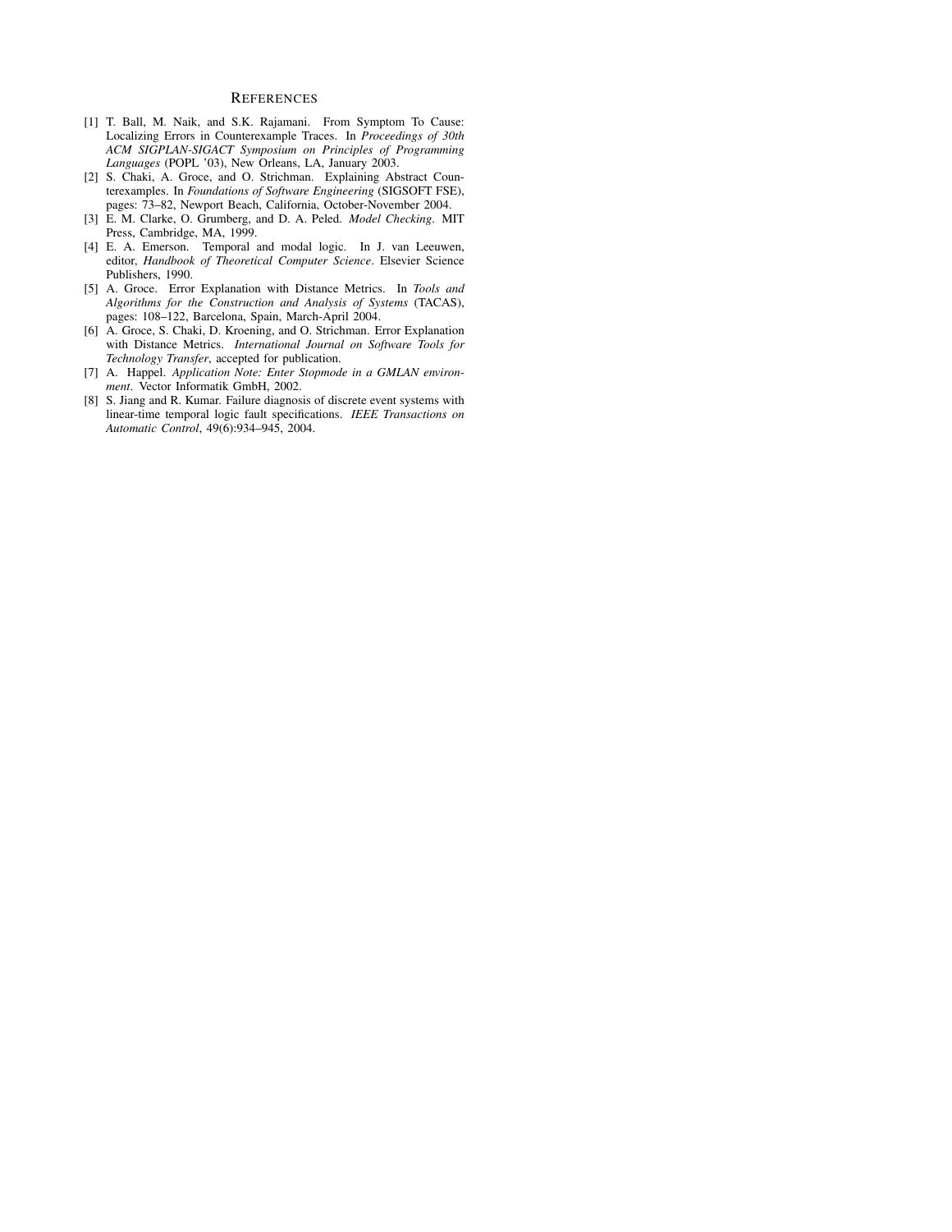## REFERENCES

[1] T. Ball, M. Naik, and S.K. Rajamani. From Symptom To Cause: Localizing Errors in Counterexample Traces. In *Proceedings of 30th ACM SIGPLAN-SIGACT Symposium on Principles of Programming Languages* (POPL '03), New Orleans, LA, January 2003.

[2] S. Chaki, A. Groce, and O. Strichman. Explaining Abstract Counterexamples. In *Foundations of Software Engineering* (SIGSOFT FSE), pages: 73–82, Newport Beach, California, October-November 2004.

[3] E. M. Clarke, O. Grumberg, and D. A. Peled. *Model Checking*. MIT Press, Cambridge, MA, 1999.

[4] E. A. Emerson. Temporal and modal logic. In J. van Leeuwen, editor, *Handbook of Theoretical Computer Science*. Elsevier Science Publishers, 1990.

[5] A. Groce. Error Explanation with Distance Metrics. In *Tools and Algorithms for the Construction and Analysis of Systems* (TACAS), pages: 108–122, Barcelona, Spain, March-April 2004.

[6] A. Groce, S. Chaki, D. Kroening, and O. Strichman. Error Explanation with Distance Metrics. *International Journal on Software Tools for Technology Transfer*, accepted for publication.

[7] A. Happel. *Application Note: Enter Stopmode in a GMLAN environment*. Vector Informatik GmbH, 2002.

[8] S. Jiang and R. Kumar. Failure diagnosis of discrete event systems with linear-time temporal logic fault specifications. *IEEE Transactions on Automatic Control*, 49(6):934–945, 2004.